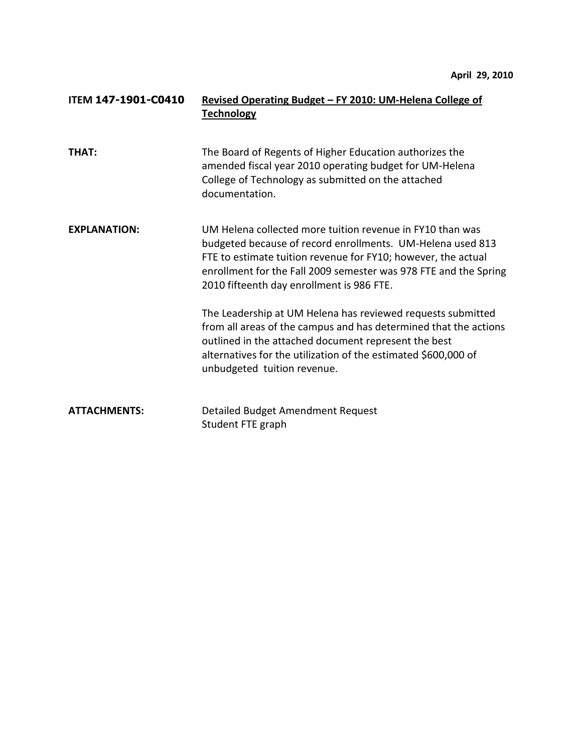**April 29, 2010**

**ITEM 147-1901-C0410** **Revised Operating Budget – FY 2010: UM-Helena College of Technology**

**THAT:** The Board of Regents of Higher Education authorizes the amended fiscal year 2010 operating budget for UM-Helena College of Technology as submitted on the attached documentation.

**EXPLANATION:** UM Helena collected more tuition revenue in FY10 than was budgeted because of record enrollments. UM-Helena used 813 FTE to estimate tuition revenue for FY10; however, the actual enrollment for the Fall 2009 semester was 978 FTE and the Spring 2010 fifteenth day enrollment is 986 FTE.

The Leadership at UM Helena has reviewed requests submitted from all areas of the campus and has determined that the actions outlined in the attached document represent the best alternatives for the utilization of the estimated $600,000 of unbudgeted tuition revenue.

**ATTACHMENTS:** Detailed Budget Amendment Request
Student FTE graph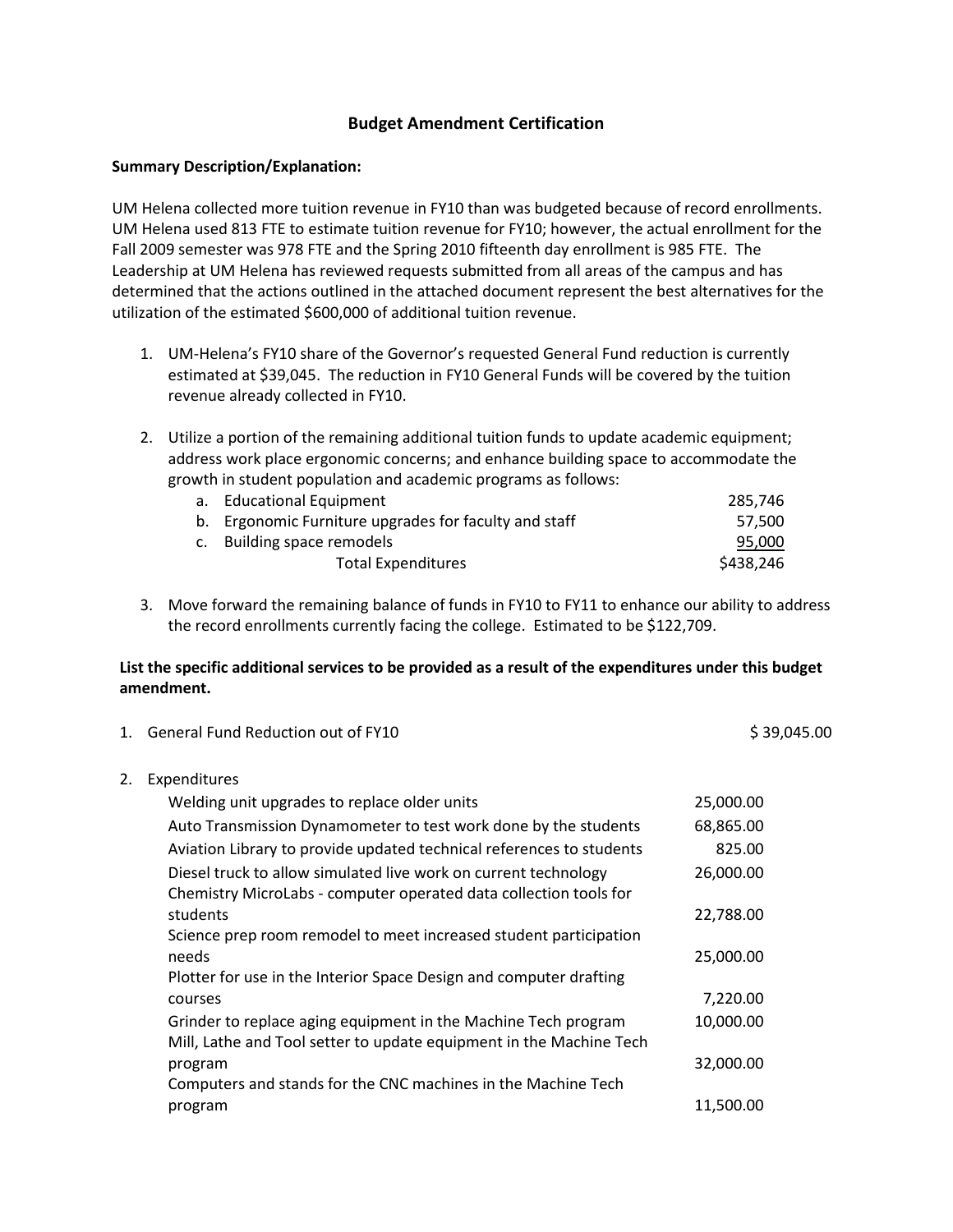## Budget Amendment Certification

**Summary Description/Explanation:**

UM Helena collected more tuition revenue in FY10 than was budgeted because of record enrollments. UM Helena used 813 FTE to estimate tuition revenue for FY10; however, the actual enrollment for the Fall 2009 semester was 978 FTE and the Spring 2010 fifteenth day enrollment is 985 FTE. The Leadership at UM Helena has reviewed requests submitted from all areas of the campus and has determined that the actions outlined in the attached document represent the best alternatives for the utilization of the estimated $600,000 of additional tuition revenue.

1. UM-Helena's FY10 share of the Governor's requested General Fund reduction is currently estimated at $39,045. The reduction in FY10 General Funds will be covered by the tuition revenue already collected in FY10.

2. Utilize a portion of the remaining additional tuition funds to update academic equipment; address work place ergonomic concerns; and enhance building space to accommodate the growth in student population and academic programs as follows:

| | |
|---|---:|
| a. Educational Equipment | 285,746 |
| b. Ergonomic Furniture upgrades for faculty and staff | 57,500 |
| c. Building space remodels | 95,000 |
| Total Expenditures | $438,246 |

3. Move forward the remaining balance of funds in FY10 to FY11 to enhance our ability to address the record enrollments currently facing the college. Estimated to be $122,709.

**List the specific additional services to be provided as a result of the expenditures under this budget amendment.**

| | | |
|---|---:|---:|
| 1. General Fund Reduction out of FY10 | | $ 39,045.00 |
| 2. Expenditures | | |
| Welding unit upgrades to replace older units | 25,000.00 | |
| Auto Transmission Dynamometer to test work done by the students | 68,865.00 | |
| Aviation Library to provide updated technical references to students | 825.00 | |
| Diesel truck to allow simulated live work on current technology | 26,000.00 | |
| Chemistry MicroLabs - computer operated data collection tools for students | 22,788.00 | |
| Science prep room remodel to meet increased student participation needs | 25,000.00 | |
| Plotter for use in the Interior Space Design and computer drafting courses | 7,220.00 | |
| Grinder to replace aging equipment in the Machine Tech program | 10,000.00 | |
| Mill, Lathe and Tool setter to update equipment in the Machine Tech program | 32,000.00 | |
| Computers and stands for the CNC machines in the Machine Tech program | 11,500.00 | |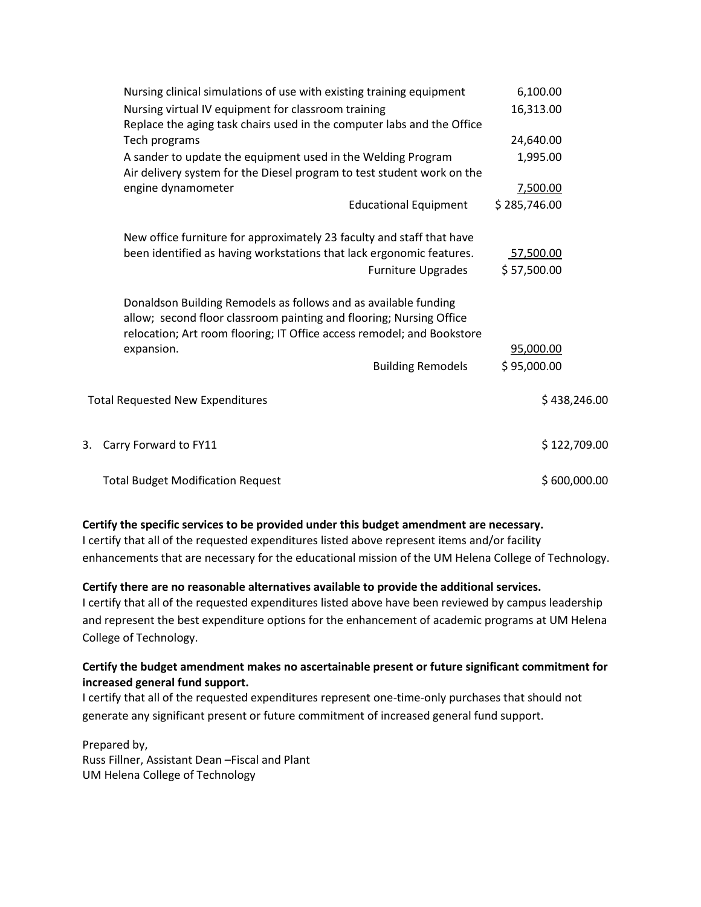| | | |
|---|---|---|
| Nursing clinical simulations of use with existing training equipment | 6,100.00 | |
| Nursing virtual IV equipment for classroom training | 16,313.00 | |
| Replace the aging task chairs used in the computer labs and the Office Tech programs | 24,640.00 | |
| A sander to update the equipment used in the Welding Program | 1,995.00 | |
| Air delivery system for the Diesel program to test student work on the engine dynamometer | 7,500.00 | |
| Educational Equipment | $ 285,746.00 | |
| New office furniture for approximately 23 faculty and staff that have been identified as having workstations that lack ergonomic features. | 57,500.00 | |
| Furniture Upgrades | $ 57,500.00 | |
| Donaldson Building Remodels as follows and as available funding allow; second floor classroom painting and flooring; Nursing Office relocation; Art room flooring; IT Office access remodel; and Bookstore expansion. | 95,000.00 | |
| Building Remodels | $ 95,000.00 | |
| Total Requested New Expenditures | | $ 438,246.00 |
| 3. Carry Forward to FY11 | | $ 122,709.00 |
| Total Budget Modification Request | | $ 600,000.00 |

**Certify the specific services to be provided under this budget amendment are necessary.**
I certify that all of the requested expenditures listed above represent items and/or facility enhancements that are necessary for the educational mission of the UM Helena College of Technology.

**Certify there are no reasonable alternatives available to provide the additional services.**
I certify that all of the requested expenditures listed above have been reviewed by campus leadership and represent the best expenditure options for the enhancement of academic programs at UM Helena College of Technology.

**Certify the budget amendment makes no ascertainable present or future significant commitment for increased general fund support.**
I certify that all of the requested expenditures represent one-time-only purchases that should not generate any significant present or future commitment of increased general fund support.

Prepared by,
Russ Fillner, Assistant Dean –Fiscal and Plant
UM Helena College of Technology